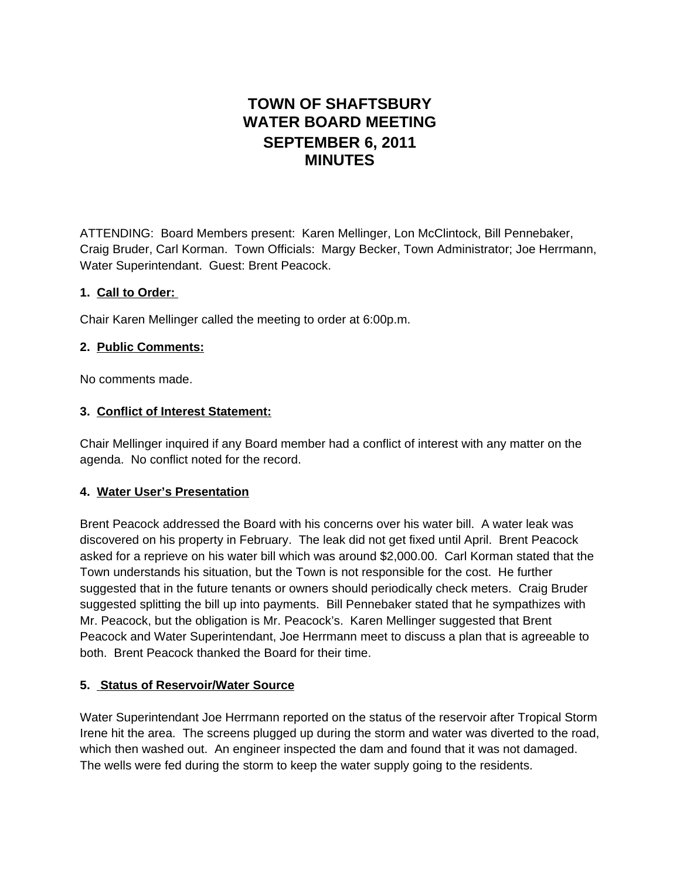# TOWN OF SHAFTSBURY
# WATER BOARD MEETING
# SEPTEMBER 6, 2011
# MINUTES

ATTENDING: Board Members present: Karen Mellinger, Lon McClintock, Bill Pennebaker, Craig Bruder, Carl Korman. Town Officials: Margy Becker, Town Administrator; Joe Herrmann, Water Superintendant. Guest: Brent Peacock.

**1. Call to Order:**

Chair Karen Mellinger called the meeting to order at 6:00p.m.

**2. Public Comments:**

No comments made.

**3. Conflict of Interest Statement:**

Chair Mellinger inquired if any Board member had a conflict of interest with any matter on the agenda. No conflict noted for the record.

**4. Water User's Presentation**

Brent Peacock addressed the Board with his concerns over his water bill. A water leak was discovered on his property in February. The leak did not get fixed until April. Brent Peacock asked for a reprieve on his water bill which was around $2,000.00. Carl Korman stated that the Town understands his situation, but the Town is not responsible for the cost. He further suggested that in the future tenants or owners should periodically check meters. Craig Bruder suggested splitting the bill up into payments. Bill Pennebaker stated that he sympathizes with Mr. Peacock, but the obligation is Mr. Peacock's. Karen Mellinger suggested that Brent Peacock and Water Superintendant, Joe Herrmann meet to discuss a plan that is agreeable to both. Brent Peacock thanked the Board for their time.

**5. Status of Reservoir/Water Source**

Water Superintendant Joe Herrmann reported on the status of the reservoir after Tropical Storm Irene hit the area. The screens plugged up during the storm and water was diverted to the road, which then washed out. An engineer inspected the dam and found that it was not damaged. The wells were fed during the storm to keep the water supply going to the residents.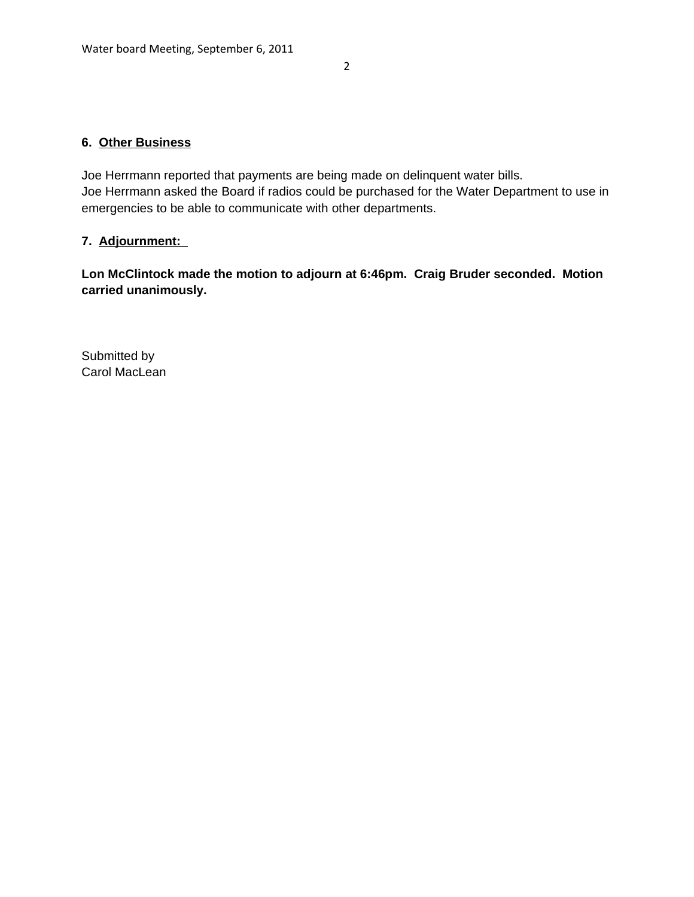**6. Other Business**

Joe Herrmann reported that payments are being made on delinquent water bills.
Joe Herrmann asked the Board if radios could be purchased for the Water Department to use in emergencies to be able to communicate with other departments.

**7. Adjournment:**

**Lon McClintock made the motion to adjourn at 6:46pm. Craig Bruder seconded. Motion carried unanimously.**

Submitted by
Carol MacLean